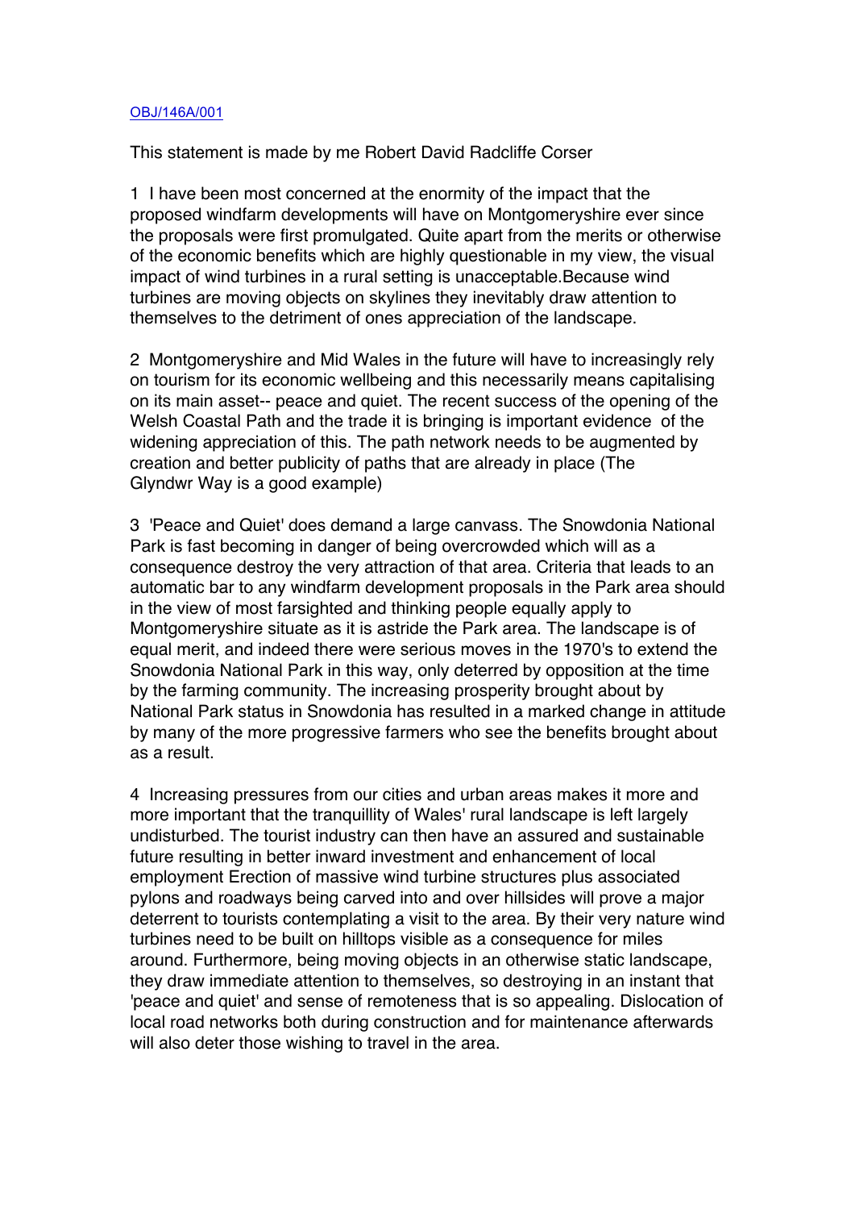OBJ/146A/001

This statement is made by me Robert David Radcliffe Corser

1 I have been most concerned at the enormity of the impact that the proposed windfarm developments will have on Montgomeryshire ever since the proposals were first promulgated. Quite apart from the merits or otherwise of the economic benefits which are highly questionable in my view, the visual impact of wind turbines in a rural setting is unacceptable.Because wind turbines are moving objects on skylines they inevitably draw attention to themselves to the detriment of ones appreciation of the landscape.

2 Montgomeryshire and Mid Wales in the future will have to increasingly rely on tourism for its economic wellbeing and this necessarily means capitalising on its main asset-- peace and quiet. The recent success of the opening of the Welsh Coastal Path and the trade it is bringing is important evidence of the widening appreciation of this. The path network needs to be augmented by creation and better publicity of paths that are already in place (The Glyndwr Way is a good example)

3 'Peace and Quiet' does demand a large canvass. The Snowdonia National Park is fast becoming in danger of being overcrowded which will as a consequence destroy the very attraction of that area. Criteria that leads to an automatic bar to any windfarm development proposals in the Park area should in the view of most farsighted and thinking people equally apply to Montgomeryshire situate as it is astride the Park area. The landscape is of equal merit, and indeed there were serious moves in the 1970's to extend the Snowdonia National Park in this way, only deterred by opposition at the time by the farming community. The increasing prosperity brought about by National Park status in Snowdonia has resulted in a marked change in attitude by many of the more progressive farmers who see the benefits brought about as a result.

4 Increasing pressures from our cities and urban areas makes it more and more important that the tranquillity of Wales' rural landscape is left largely undisturbed. The tourist industry can then have an assured and sustainable future resulting in better inward investment and enhancement of local employment Erection of massive wind turbine structures plus associated pylons and roadways being carved into and over hillsides will prove a major deterrent to tourists contemplating a visit to the area. By their very nature wind turbines need to be built on hilltops visible as a consequence for miles around. Furthermore, being moving objects in an otherwise static landscape, they draw immediate attention to themselves, so destroying in an instant that 'peace and quiet' and sense of remoteness that is so appealing. Dislocation of local road networks both during construction and for maintenance afterwards will also deter those wishing to travel in the area.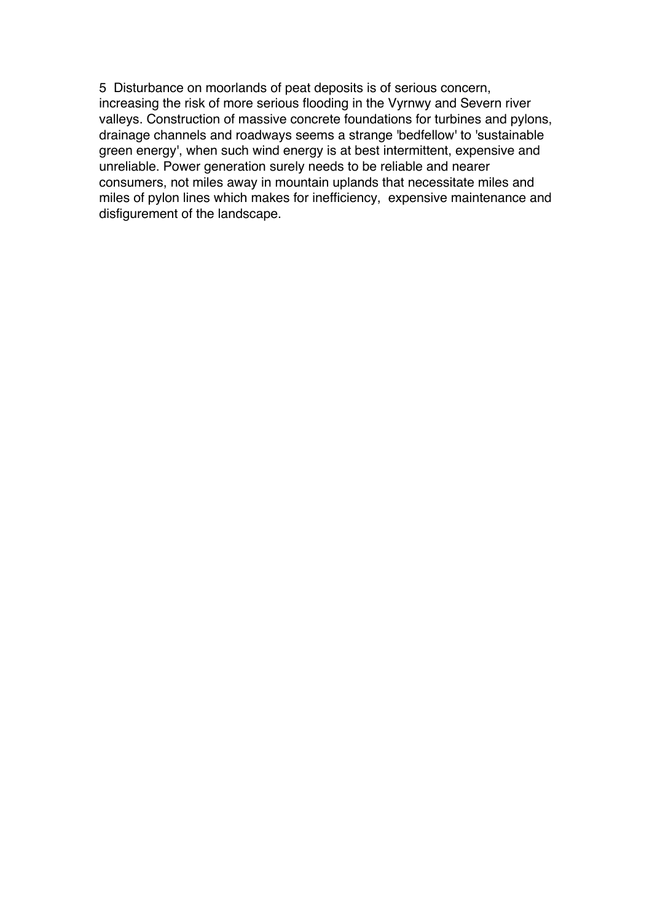5 Disturbance on moorlands of peat deposits is of serious concern, increasing the risk of more serious flooding in the Vyrnwy and Severn river valleys. Construction of massive concrete foundations for turbines and pylons, drainage channels and roadways seems a strange 'bedfellow' to 'sustainable green energy', when such wind energy is at best intermittent, expensive and unreliable. Power generation surely needs to be reliable and nearer consumers, not miles away in mountain uplands that necessitate miles and miles of pylon lines which makes for inefficiency, expensive maintenance and disfigurement of the landscape.